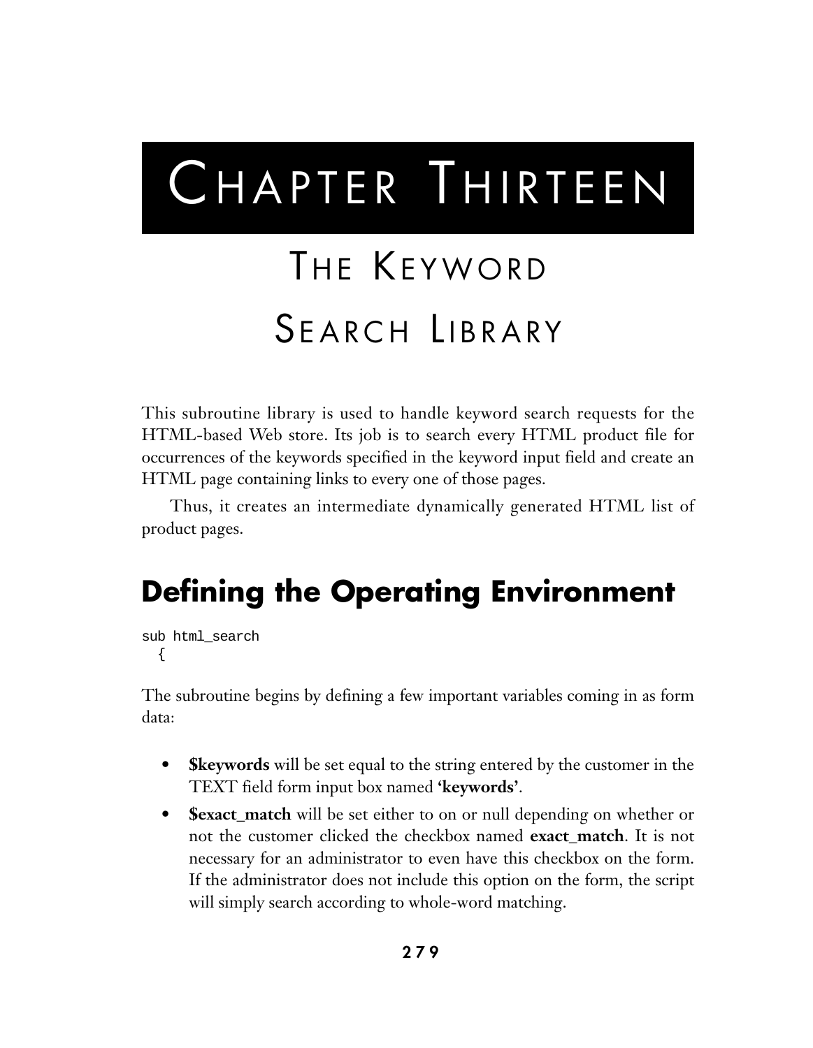# Chapter Thirteen

# The Keyword Search Library

This subroutine library is used to handle keyword search requests for the HTML-based Web store. Its job is to search every HTML product file for occurrences of the keywords specified in the keyword input field and create an HTML page containing links to every one of those pages.

Thus, it creates an intermediate dynamically generated HTML list of product pages.

## Defining the Operating Environment

```
sub html_search
  {
```

The subroutine begins by defining a few important variables coming in as form data:

- **$keywords** will be set equal to the string entered by the customer in the TEXT field form input box named **'keywords'**.
- **$exact_match** will be set either to on or null depending on whether or not the customer clicked the checkbox named **exact_match**. It is not necessary for an administrator to even have this checkbox on the form. If the administrator does not include this option on the form, the script will simply search according to whole-word matching.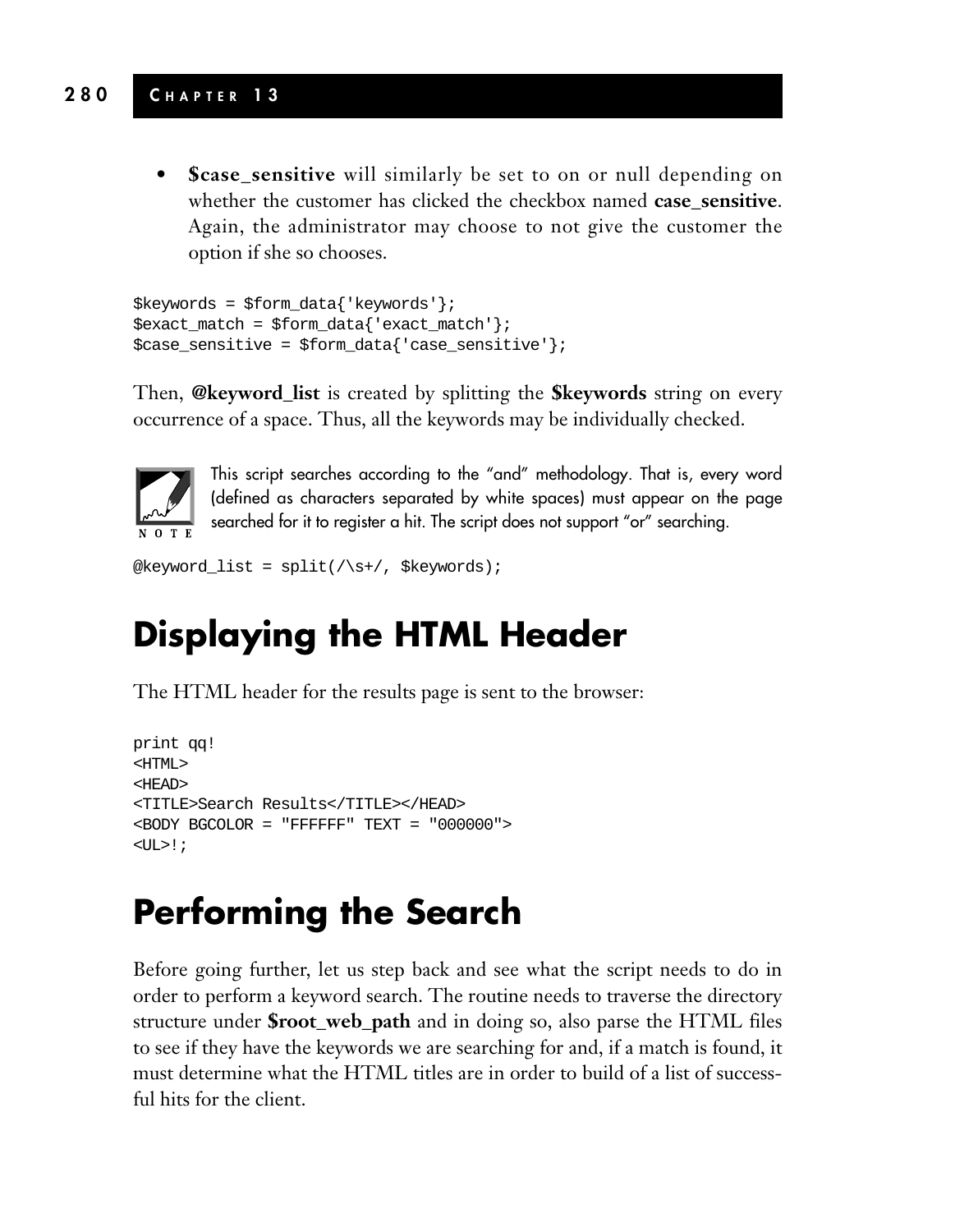- **$case_sensitive** will similarly be set to on or null depending on whether the customer has clicked the checkbox named **case_sensitive**. Again, the administrator may choose to not give the customer the option if she so chooses.

```
$keywords = $form_data{'keywords'};
$exact_match = $form_data{'exact_match'};
$case_sensitive = $form_data{'case_sensitive'};
```

Then, **@keyword_list** is created by splitting the **$keywords** string on every occurrence of a space. Thus, all the keywords may be individually checked.

> NOTE: This script searches according to the "and" methodology. That is, every word (defined as characters separated by white spaces) must appear on the page searched for it to register a hit. The script does not support "or" searching.

```
@keyword_list = split(/\s+/, $keywords);
```

## Displaying the HTML Header

The HTML header for the results page is sent to the browser:

```
print qq!
<HTML>
<HEAD>
<TITLE>Search Results</TITLE></HEAD>
<BODY BGCOLOR = "FFFFFF" TEXT = "000000">
<UL>!;
```

## Performing the Search

Before going further, let us step back and see what the script needs to do in order to perform a keyword search. The routine needs to traverse the directory structure under **$root_web_path** and in doing so, also parse the HTML files to see if they have the keywords we are searching for and, if a match is found, it must determine what the HTML titles are in order to build of a list of successful hits for the client.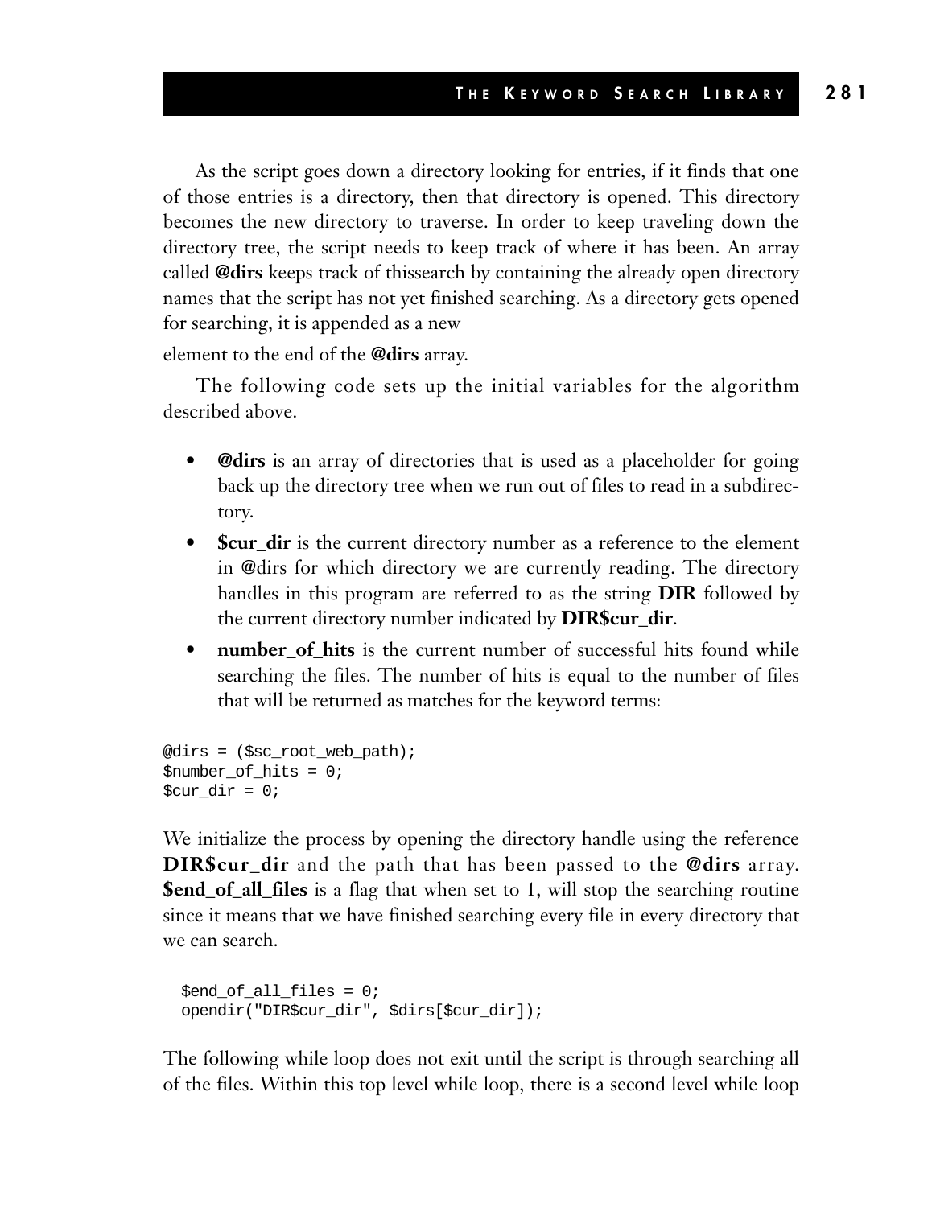As the script goes down a directory looking for entries, if it finds that one of those entries is a directory, then that directory is opened. This directory becomes the new directory to traverse. In order to keep traveling down the directory tree, the script needs to keep track of where it has been. An array called **@dirs** keeps track of thissearch by containing the already open directory names that the script has not yet finished searching. As a directory gets opened for searching, it is appended as a new

element to the end of the **@dirs** array.

The following code sets up the initial variables for the algorithm described above.

- **@dirs** is an array of directories that is used as a placeholder for going back up the directory tree when we run out of files to read in a subdirectory.
- **$cur_dir** is the current directory number as a reference to the element in @dirs for which directory we are currently reading. The directory handles in this program are referred to as the string **DIR** followed by the current directory number indicated by **DIR$cur_dir**.
- **number_of_hits** is the current number of successful hits found while searching the files. The number of hits is equal to the number of files that will be returned as matches for the keyword terms:

```
@dirs = ($sc_root_web_path);
$number_of_hits = 0;
$cur_dir = 0;
```

We initialize the process by opening the directory handle using the reference **DIR$cur_dir** and the path that has been passed to the **@dirs** array. **$end_of_all_files** is a flag that when set to 1, will stop the searching routine since it means that we have finished searching every file in every directory that we can search.

```
  $end_of_all_files = 0;
  opendir("DIR$cur_dir", $dirs[$cur_dir]);
```

The following while loop does not exit until the script is through searching all of the files. Within this top level while loop, there is a second level while loop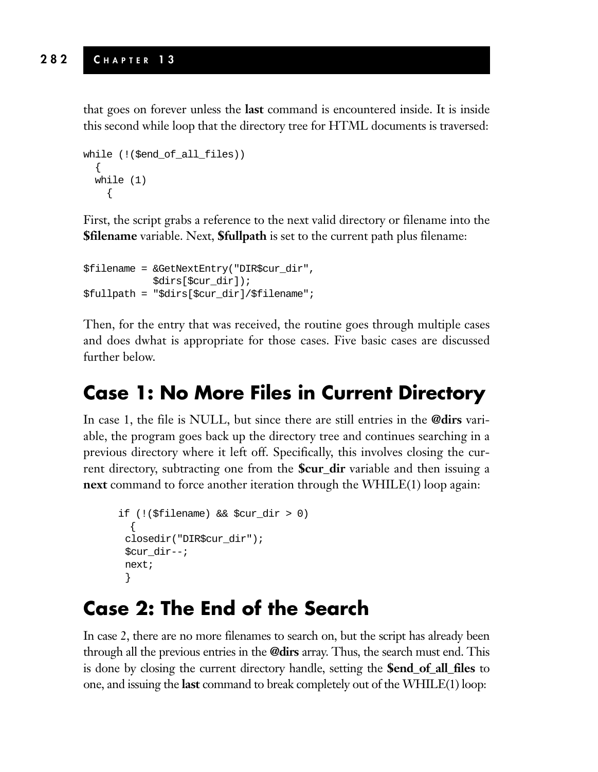that goes on forever unless the **last** command is encountered inside. It is inside this second while loop that the directory tree for HTML documents is traversed:

```
while (!($end_of_all_files))
  {
  while (1)
    {
```

First, the script grabs a reference to the next valid directory or filename into the **$filename** variable. Next, **$fullpath** is set to the current path plus filename:

```
$filename = &GetNextEntry("DIR$cur_dir",
            $dirs[$cur_dir]);
$fullpath = "$dirs[$cur_dir]/$filename";
```

Then, for the entry that was received, the routine goes through multiple cases and does dwhat is appropriate for those cases. Five basic cases are discussed further below.

## Case 1: No More Files in Current Directory

In case 1, the file is NULL, but since there are still entries in the **@dirs** variable, the program goes back up the directory tree and continues searching in a previous directory where it left off. Specifically, this involves closing the current directory, subtracting one from the **$cur_dir** variable and then issuing a **next** command to force another iteration through the WHILE(1) loop again:

```
      if (!($filename) && $cur_dir > 0)
        {
       closedir("DIR$cur_dir");
       $cur_dir--;
       next;
        }
```

## Case 2: The End of the Search

In case 2, there are no more filenames to search on, but the script has already been through all the previous entries in the **@dirs** array. Thus, the search must end. This is done by closing the current directory handle, setting the **$end_of_all_files** to one, and issuing the **last** command to break completely out of the WHILE(1) loop: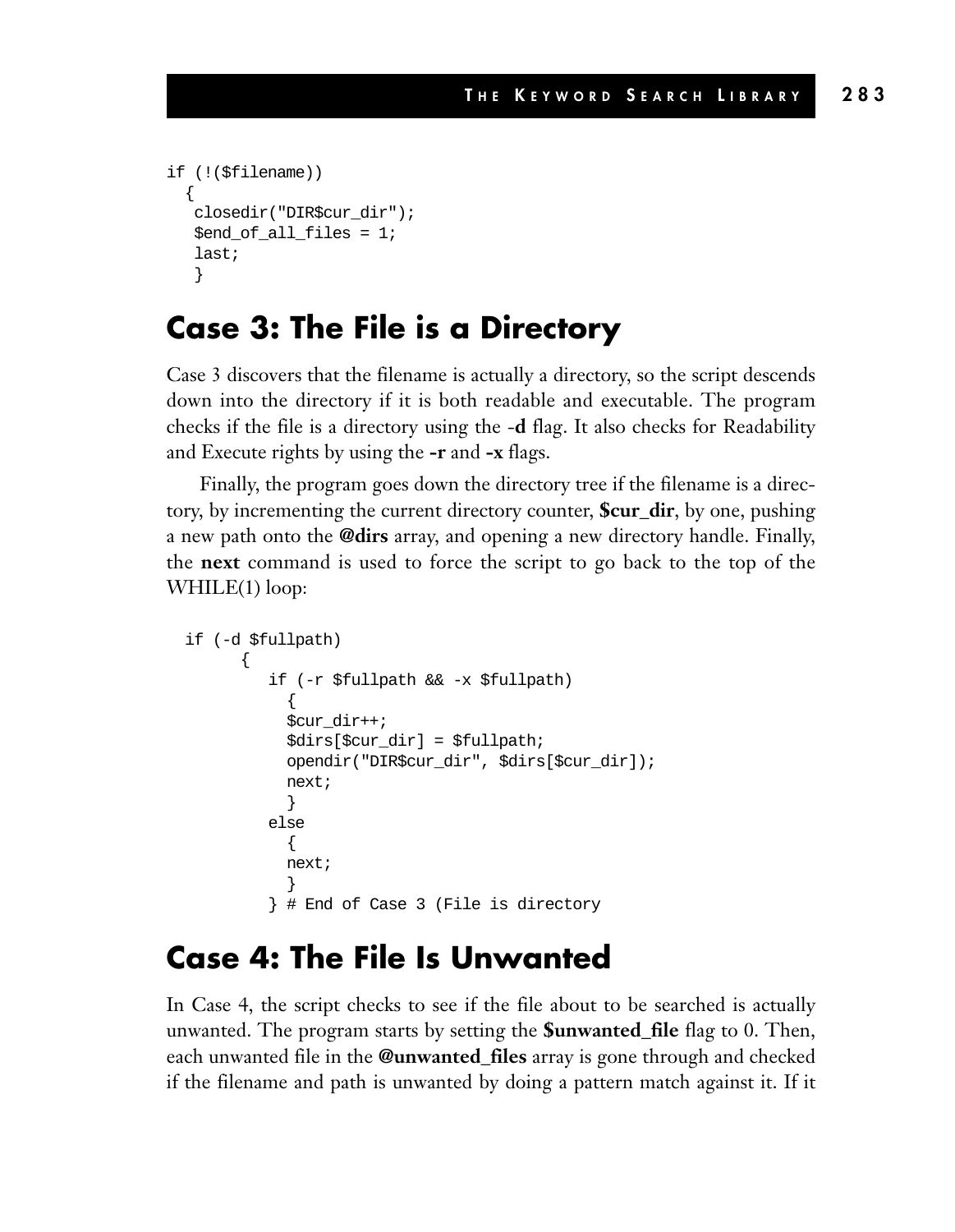```
if (!($filename))
  {
   closedir("DIR$cur_dir");
   $end_of_all_files = 1;
   last;
   }
```

## Case 3: The File is a Directory

Case 3 discovers that the filename is actually a directory, so the script descends down into the directory if it is both readable and executable. The program checks if the file is a directory using the -**d** flag. It also checks for Readability and Execute rights by using the **-r** and **-x** flags.

Finally, the program goes down the directory tree if the filename is a directory, by incrementing the current directory counter, **$cur_dir**, by one, pushing a new path onto the **@dirs** array, and opening a new directory handle. Finally, the **next** command is used to force the script to go back to the top of the WHILE(1) loop:

```
  if (-d $fullpath)
        {
           if (-r $fullpath && -x $fullpath)
             {
             $cur_dir++;
             $dirs[$cur_dir] = $fullpath;
             opendir("DIR$cur_dir", $dirs[$cur_dir]);
             next;
             }
           else
             {
             next;
             }
           } # End of Case 3 (File is directory
```

## Case 4: The File Is Unwanted

In Case 4, the script checks to see if the file about to be searched is actually unwanted. The program starts by setting the **$unwanted_file** flag to 0. Then, each unwanted file in the **@unwanted_files** array is gone through and checked if the filename and path is unwanted by doing a pattern match against it. If it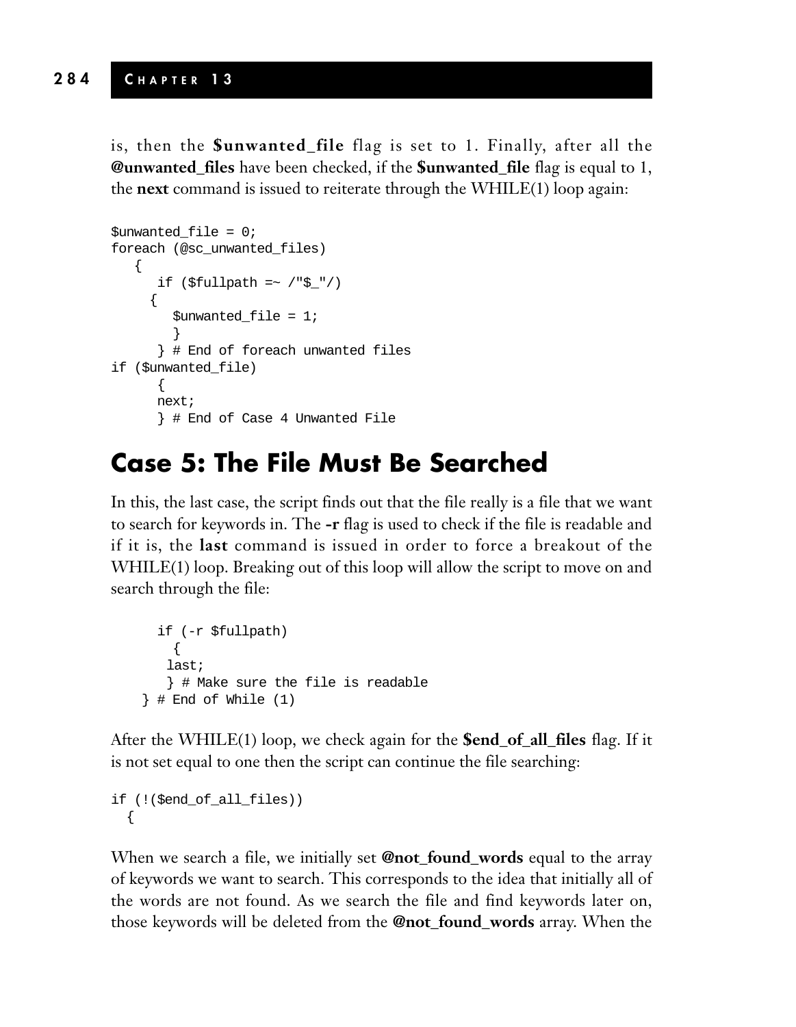is, then the **$unwanted_file** flag is set to 1. Finally, after all the **@unwanted_files** have been checked, if the **$unwanted_file** flag is equal to 1, the **next** command is issued to reiterate through the WHILE(1) loop again:

```
$unwanted_file = 0;
foreach (@sc_unwanted_files)
   {
      if ($fullpath =~ /"$_"/)
     {
        $unwanted_file = 1;
        }
      } # End of foreach unwanted files
if ($unwanted_file)
      {
      next;
      } # End of Case 4 Unwanted File
```

## Case 5: The File Must Be Searched

In this, the last case, the script finds out that the file really is a file that we want to search for keywords in. The **-r** flag is used to check if the file is readable and if it is, the **last** command is issued in order to force a breakout of the WHILE(1) loop. Breaking out of this loop will allow the script to move on and search through the file:

```
      if (-r $fullpath)
        {
       last;
       } # Make sure the file is readable
   } # End of While (1)
```

After the WHILE(1) loop, we check again for the **$end_of_all_files** flag. If it is not set equal to one then the script can continue the file searching:

```
if (!($end_of_all_files))
  {
```

When we search a file, we initially set **@not_found_words** equal to the array of keywords we want to search. This corresponds to the idea that initially all of the words are not found. As we search the file and find keywords later on, those keywords will be deleted from the **@not_found_words** array. When the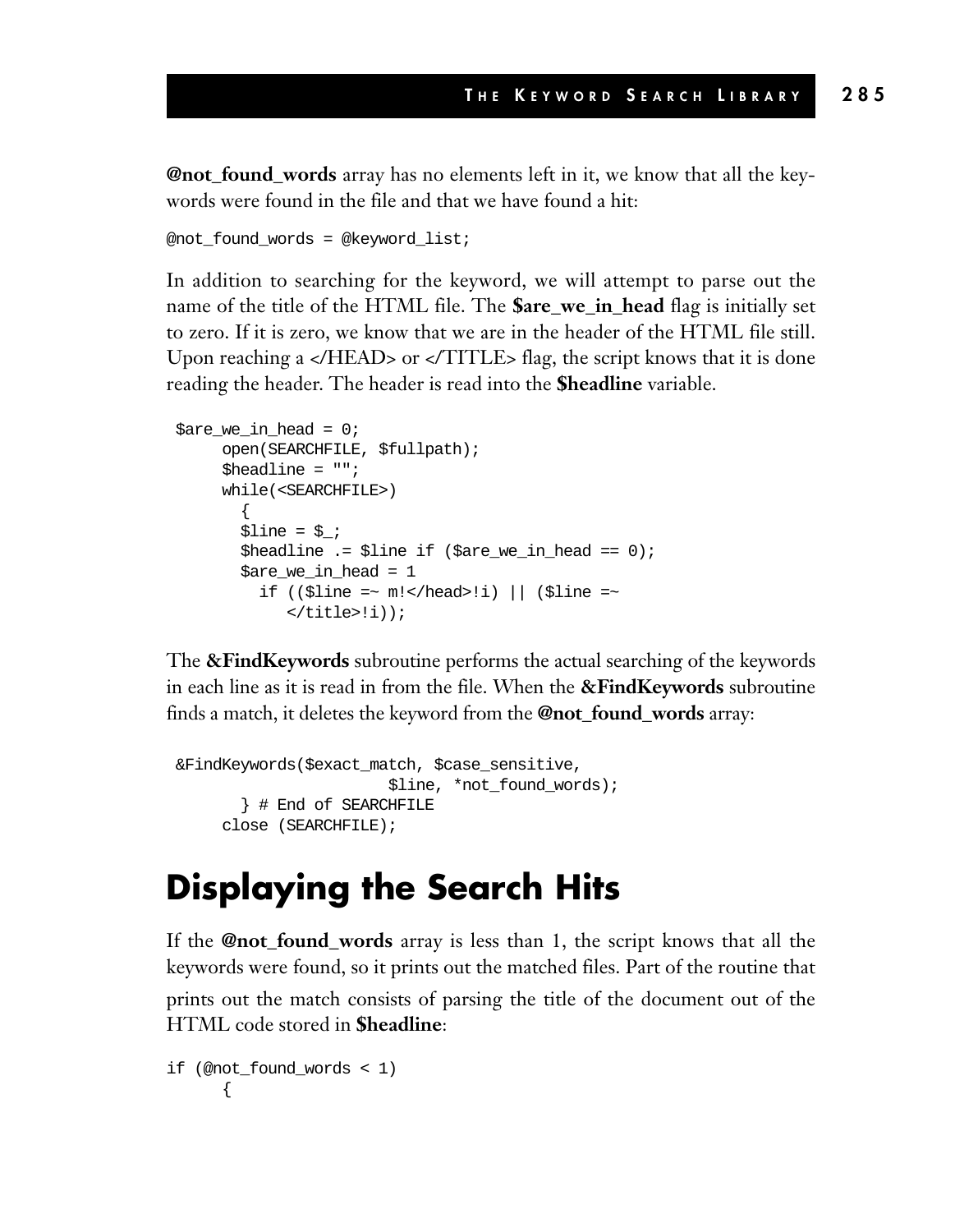**@not_found_words** array has no elements left in it, we know that all the keywords were found in the file and that we have found a hit:

```
@not_found_words = @keyword_list;
```

In addition to searching for the keyword, we will attempt to parse out the name of the title of the HTML file. The **$are_we_in_head** flag is initially set to zero. If it is zero, we know that we are in the header of the HTML file still. Upon reaching a </HEAD> or </TITLE> flag, the script knows that it is done reading the header. The header is read into the **$headline** variable.

```
 $are_we_in_head = 0;
      open(SEARCHFILE, $fullpath);
      $headline = "";
      while(<SEARCHFILE>)
        {
        $line = $_;
        $headline .= $line if ($are_we_in_head == 0);
        $are_we_in_head = 1
          if (($line =~ m!</head>!i) || ($line =~
             </title>!i));
```

The **&FindKeywords** subroutine performs the actual searching of the keywords in each line as it is read in from the file. When the **&FindKeywords** subroutine finds a match, it deletes the keyword from the **@not_found_words** array:

```
 &FindKeywords($exact_match, $case_sensitive,
                       $line, *not_found_words);
        } # End of SEARCHFILE
      close (SEARCHFILE);
```

# Displaying the Search Hits

If the **@not_found_words** array is less than 1, the script knows that all the keywords were found, so it prints out the matched files. Part of the routine that prints out the match consists of parsing the title of the document out of the HTML code stored in **$headline**:

```
if (@not_found_words < 1)
      {
```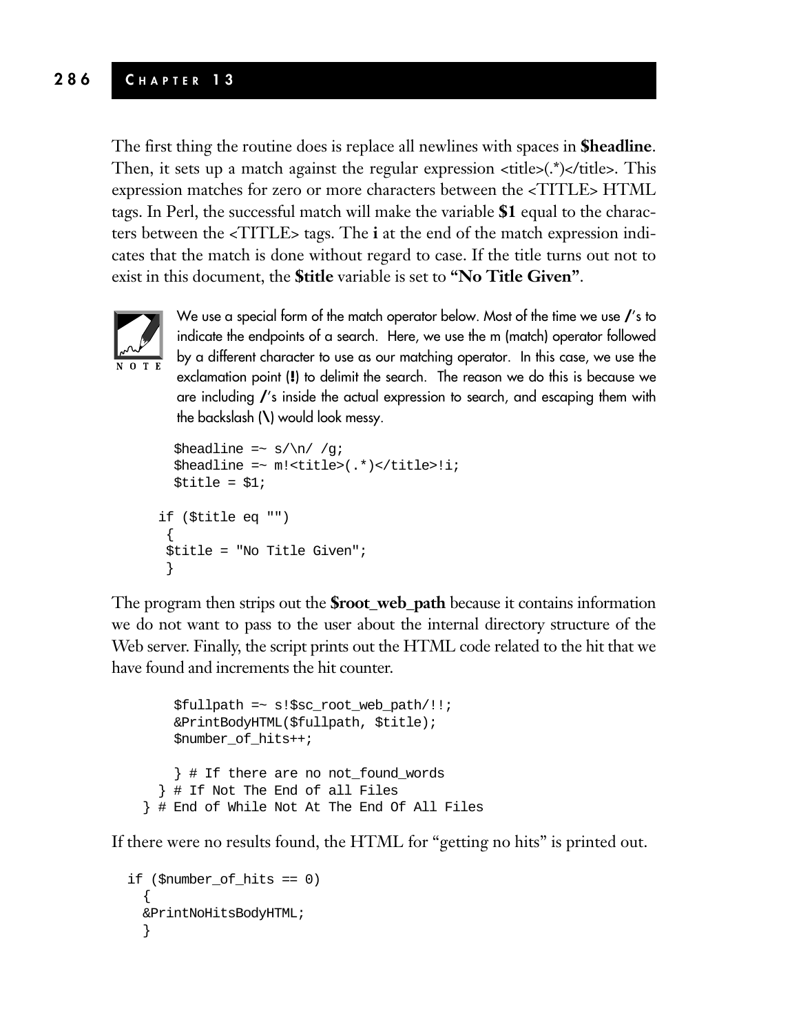The first thing the routine does is replace all newlines with spaces in **$headline**. Then, it sets up a match against the regular expression <title>(.*)</title>. This expression matches for zero or more characters between the <TITLE> HTML tags. In Perl, the successful match will make the variable **$1** equal to the characters between the <TITLE> tags. The **i** at the end of the match expression indicates that the match is done without regard to case. If the title turns out not to exist in this document, the **$title** variable is set to **"No Title Given"**.

NOTE: We use a special form of the match operator below. Most of the time we use **/**'s to indicate the endpoints of a search. Here, we use the m (match) operator followed by a different character to use as our matching operator. In this case, we use the exclamation point (**!**) to delimit the search. The reason we do this is because we are including **/**'s inside the actual expression to search, and escaping them with the backslash (**\**) would look messy.

```
    $headline =~ s/\n/ /g;
    $headline =~ m!<title>(.*)</title>!i;
    $title = $1;

  if ($title eq "")
   {
   $title = "No Title Given";
   }
```

The program then strips out the **$root_web_path** because it contains information we do not want to pass to the user about the internal directory structure of the Web server. Finally, the script prints out the HTML code related to the hit that we have found and increments the hit counter.

```
      $fullpath =~ s!$sc_root_web_path/!!;
      &PrintBodyHTML($fullpath, $title);
      $number_of_hits++;

      } # If there are no not_found_words
    } # If Not The End of all Files
  } # End of While Not At The End Of All Files
```

If there were no results found, the HTML for "getting no hits" is printed out.

```
if ($number_of_hits == 0)
  {
  &PrintNoHitsBodyHTML;
  }
```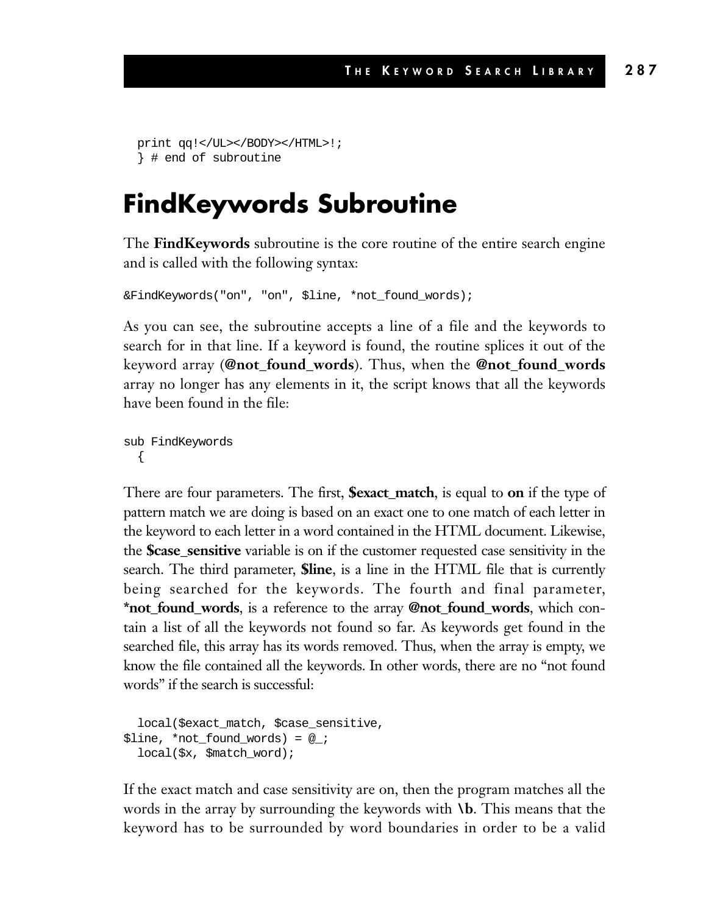```
  print qq!</UL></BODY></HTML>!;
  } # end of subroutine
```

# FindKeywords Subroutine

The **FindKeywords** subroutine is the core routine of the entire search engine and is called with the following syntax:

```
&FindKeywords("on", "on", $line, *not_found_words);
```

As you can see, the subroutine accepts a line of a file and the keywords to search for in that line. If a keyword is found, the routine splices it out of the keyword array (**@not_found_words**). Thus, when the **@not_found_words** array no longer has any elements in it, the script knows that all the keywords have been found in the file:

```
sub FindKeywords
  {
```

There are four parameters. The first, **$exact_match**, is equal to **on** if the type of pattern match we are doing is based on an exact one to one match of each letter in the keyword to each letter in a word contained in the HTML document. Likewise, the **$case_sensitive** variable is on if the customer requested case sensitivity in the search. The third parameter, **$line**, is a line in the HTML file that is currently being searched for the keywords. The fourth and final parameter, ***not_found_words**, is a reference to the array **@not_found_words**, which contain a list of all the keywords not found so far. As keywords get found in the searched file, this array has its words removed. Thus, when the array is empty, we know the file contained all the keywords. In other words, there are no "not found words" if the search is successful:

```
  local($exact_match, $case_sensitive,
$line, *not_found_words) = @_;
  local($x, $match_word);
```

If the exact match and case sensitivity are on, then the program matches all the words in the array by surrounding the keywords with **\b**. This means that the keyword has to be surrounded by word boundaries in order to be a valid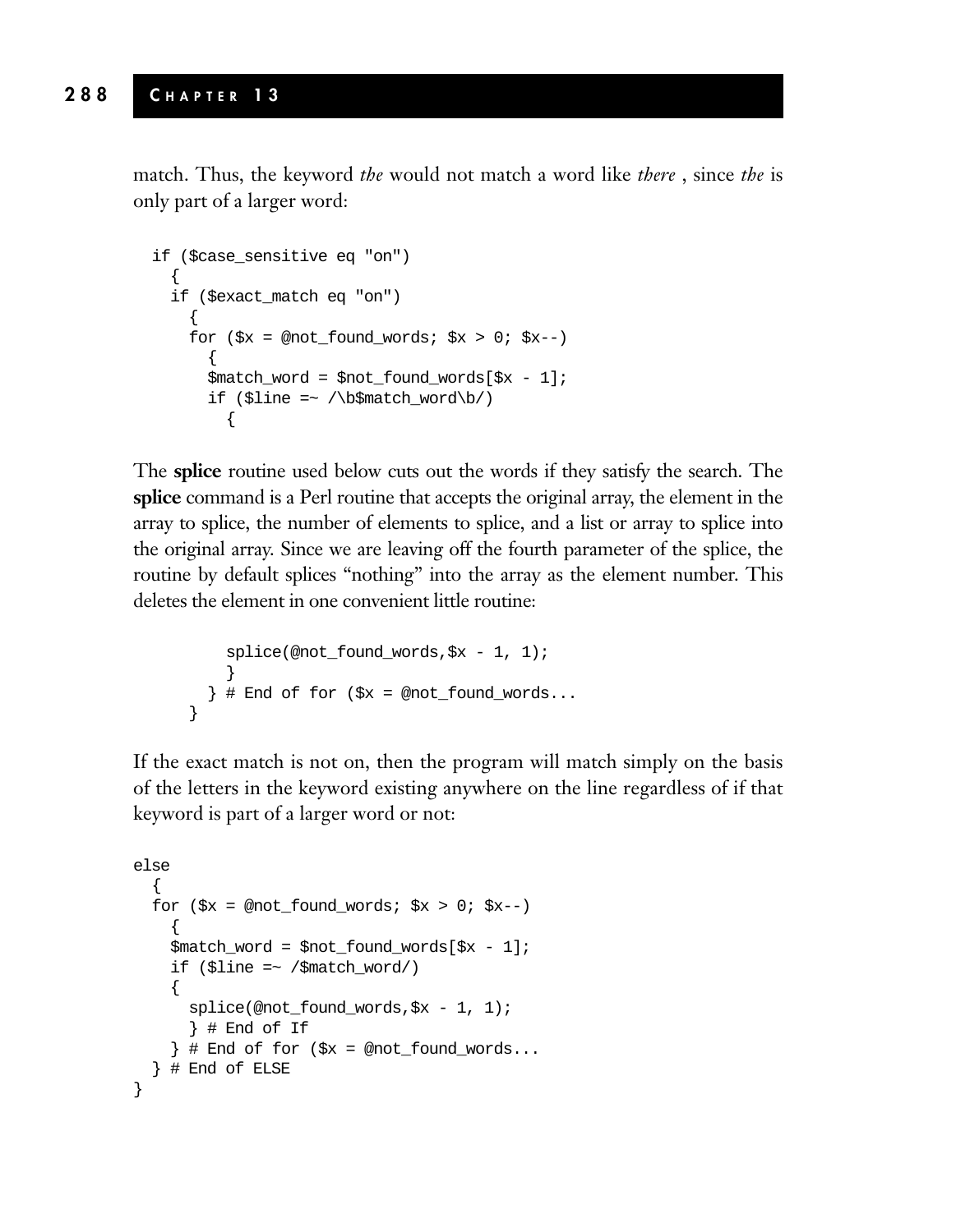match. Thus, the keyword *the* would not match a word like *there* , since *the* is only part of a larger word:

```
  if ($case_sensitive eq "on")
    {
    if ($exact_match eq "on")
      {
      for ($x = @not_found_words; $x > 0; $x--)
        {
        $match_word = $not_found_words[$x - 1];
        if ($line =~ /\b$match_word\b/)
          {
```

The **splice** routine used below cuts out the words if they satisfy the search. The **splice** command is a Perl routine that accepts the original array, the element in the array to splice, the number of elements to splice, and a list or array to splice into the original array. Since we are leaving off the fourth parameter of the splice, the routine by default splices "nothing" into the array as the element number. This deletes the element in one convenient little routine:

```
          splice(@not_found_words,$x - 1, 1);
          }
        } # End of for ($x = @not_found_words...
      }
```

If the exact match is not on, then the program will match simply on the basis of the letters in the keyword existing anywhere on the line regardless of if that keyword is part of a larger word or not:

```
else
  {
  for ($x = @not_found_words; $x > 0; $x--)
    {
    $match_word = $not_found_words[$x - 1];
    if ($line =~ /$match_word/)
    {
      splice(@not_found_words,$x - 1, 1);
      } # End of If
    } # End of for ($x = @not_found_words...
  } # End of ELSE
}
```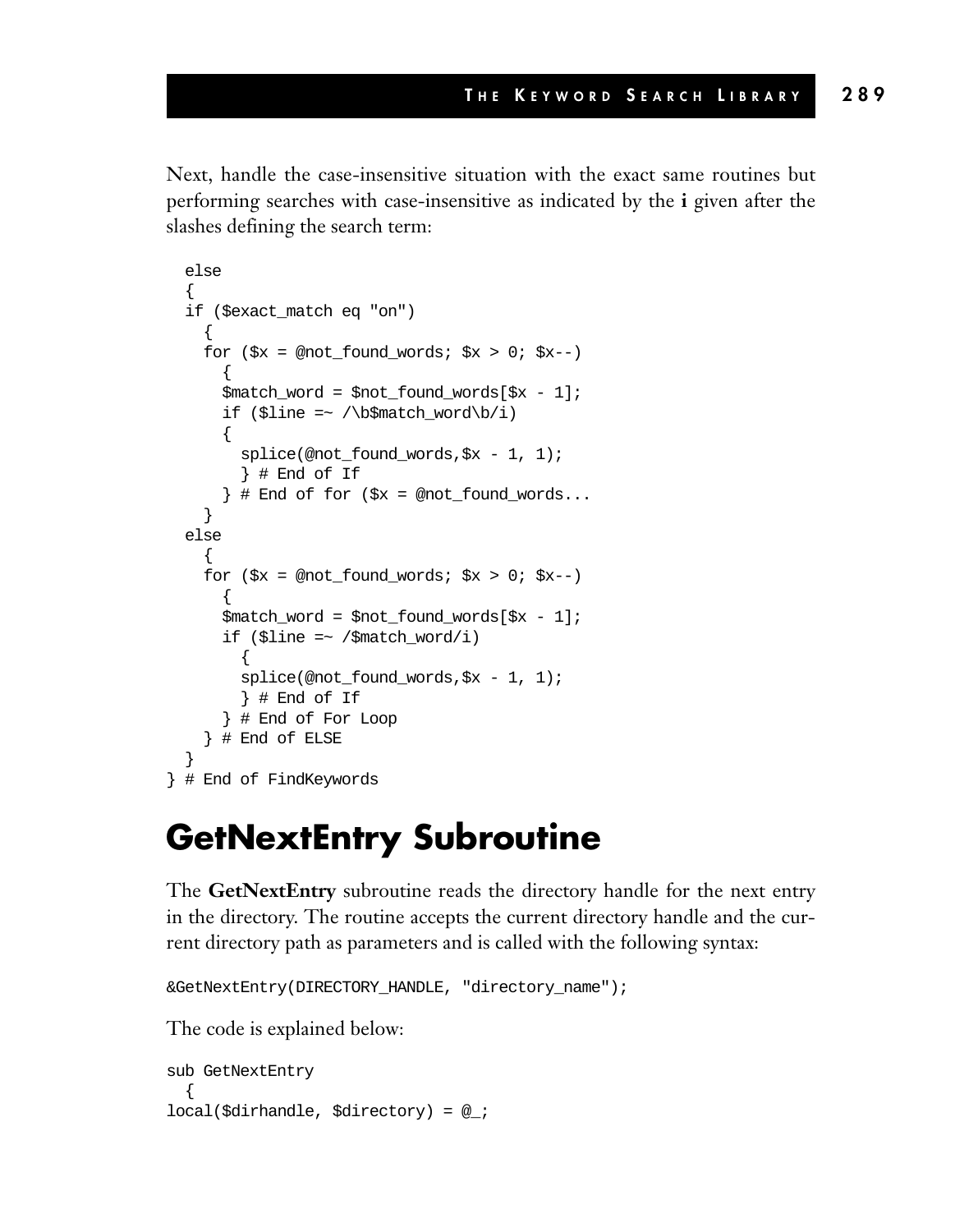Next, handle the case-insensitive situation with the exact same routines but performing searches with case-insensitive as indicated by the **i** given after the slashes defining the search term:

```
  else
  {
  if ($exact_match eq "on")
    {
    for ($x = @not_found_words; $x > 0; $x--)
      {
      $match_word = $not_found_words[$x - 1];
      if ($line =~ /\b$match_word\b/i)
      {
        splice(@not_found_words,$x - 1, 1);
        } # End of If
      } # End of for ($x = @not_found_words...
    }
  else
    {
    for ($x = @not_found_words; $x > 0; $x--)
      {
      $match_word = $not_found_words[$x - 1];
      if ($line =~ /$match_word/i)
        {
        splice(@not_found_words,$x - 1, 1);
        } # End of If
      } # End of For Loop
    } # End of ELSE
  }
} # End of FindKeywords
```

# GetNextEntry Subroutine

The **GetNextEntry** subroutine reads the directory handle for the next entry in the directory. The routine accepts the current directory handle and the current directory path as parameters and is called with the following syntax:

```
&GetNextEntry(DIRECTORY_HANDLE, "directory_name");
```

The code is explained below:

```
sub GetNextEntry
  {
local($dirhandle, $directory) = @_;
```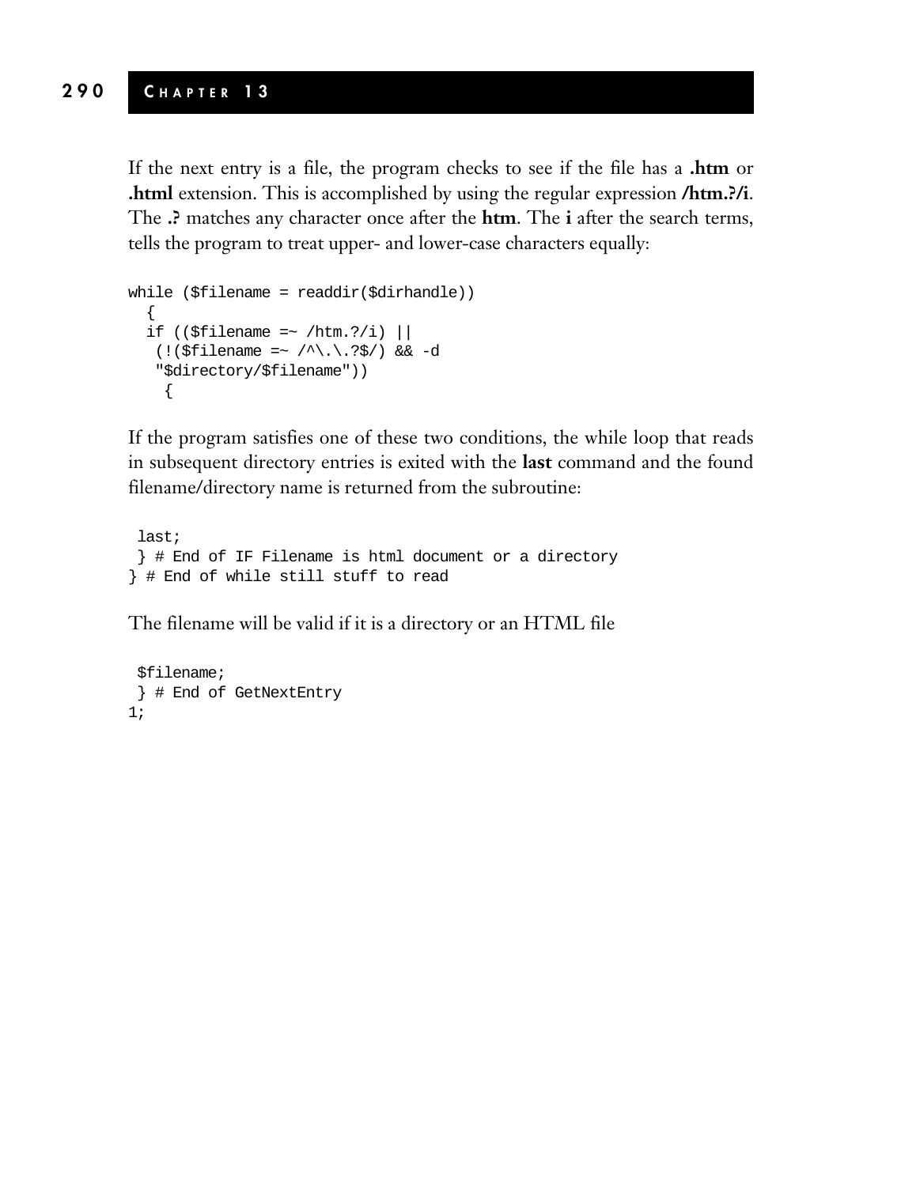If the next entry is a file, the program checks to see if the file has a **.htm** or **.html** extension. This is accomplished by using the regular expression **/htm.?/i**. The **.?** matches any character once after the **htm**. The **i** after the search terms, tells the program to treat upper- and lower-case characters equally:

```
while ($filename = readdir($dirhandle))
  {
  if (($filename =~ /htm.?/i) ||
   (!($filename =~ /^\.\.?$/) && -d
   "$directory/$filename"))
    {
```

If the program satisfies one of these two conditions, the while loop that reads in subsequent directory entries is exited with the **last** command and the found filename/directory name is returned from the subroutine:

```
 last;
 } # End of IF Filename is html document or a directory
} # End of while still stuff to read
```

The filename will be valid if it is a directory or an HTML file

```
 $filename;
 } # End of GetNextEntry
1;
```